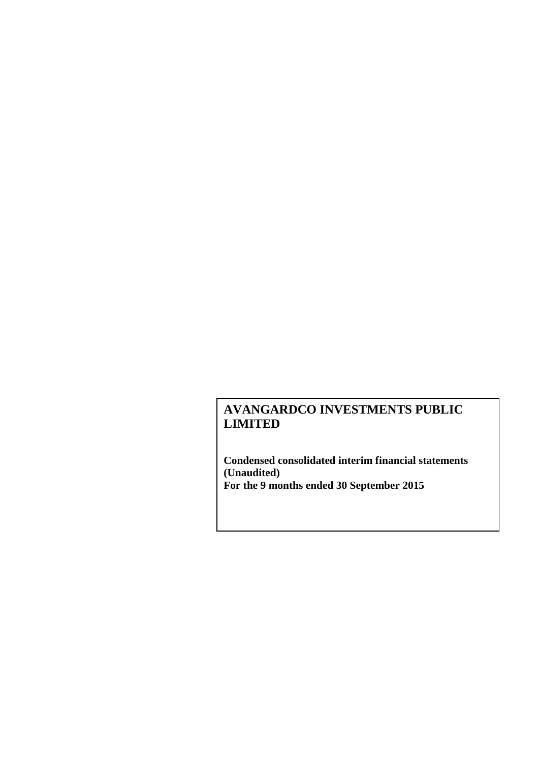# AVANGARDCO INVESTMENTS PUBLIC LIMITED

**Condensed consolidated interim financial statements (Unaudited)**
**For the 9 months ended 30 September 2015**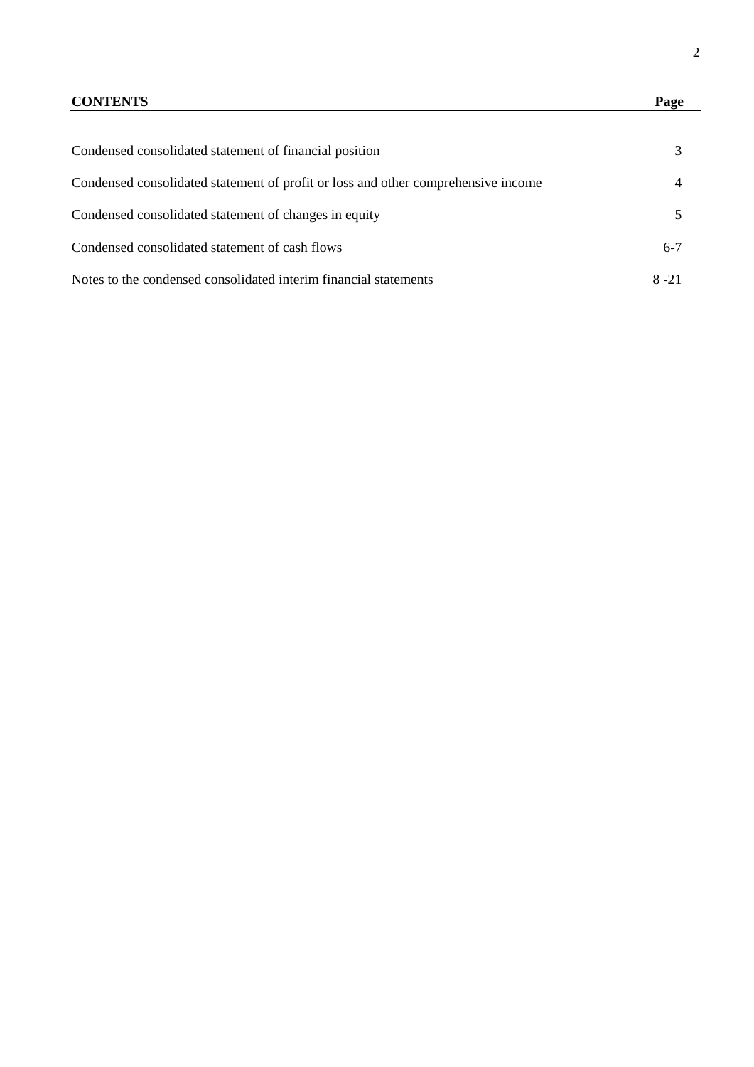| CONTENTS | Page |
| --- | --- |
| Condensed consolidated statement of financial position | 3 |
| Condensed consolidated statement of profit or loss and other comprehensive income | 4 |
| Condensed consolidated statement of changes in equity | 5 |
| Condensed consolidated statement of cash flows | 6-7 |
| Notes to the condensed consolidated interim financial statements | 8 -21 |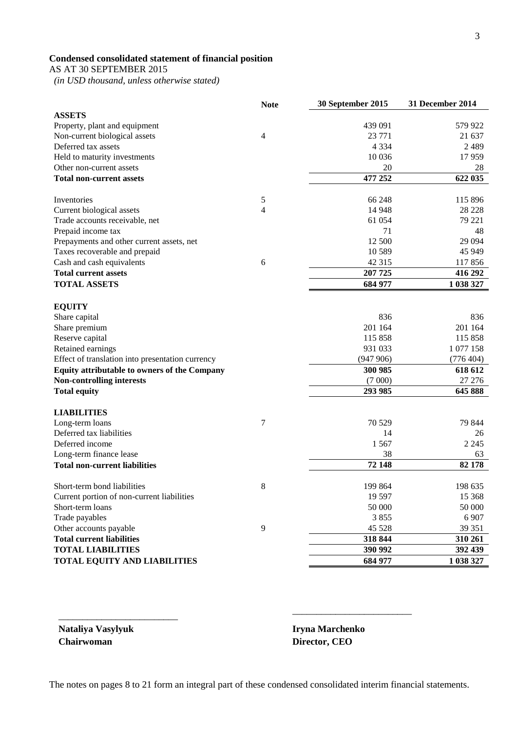**Condensed consolidated statement of financial position**

AS AT 30 SEPTEMBER 2015

*(in USD thousand, unless otherwise stated)*

| | Note | 30 September 2015 | 31 December 2014 |
|---|---|---|---|
| **ASSETS** | | | |
| Property, plant and equipment | | 439 091 | 579 922 |
| Non-current biological assets | 4 | 23 771 | 21 637 |
| Deferred tax assets | | 4 334 | 2 489 |
| Held to maturity investments | | 10 036 | 17 959 |
| Other non-current assets | | 20 | 28 |
| **Total non-current assets** | | **477 252** | **622 035** |
| | | | |
| Inventories | 5 | 66 248 | 115 896 |
| Current biological assets | 4 | 14 948 | 28 228 |
| Trade accounts receivable, net | | 61 054 | 79 221 |
| Prepaid income tax | | 71 | 48 |
| Prepayments and other current assets, net | | 12 500 | 29 094 |
| Taxes recoverable and prepaid | | 10 589 | 45 949 |
| Cash and cash equivalents | 6 | 42 315 | 117 856 |
| **Total current assets** | | **207 725** | **416 292** |
| **TOTAL ASSETS** | | **684 977** | **1 038 327** |
| | | | |
| **EQUITY** | | | |
| Share capital | | 836 | 836 |
| Share premium | | 201 164 | 201 164 |
| Reserve capital | | 115 858 | 115 858 |
| Retained earnings | | 931 033 | 1 077 158 |
| Effect of translation into presentation currency | | (947 906) | (776 404) |
| **Equity attributable to owners of the Company** | | **300 985** | **618 612** |
| **Non-controlling interests** | | **(7 000)** | **27 276** |
| **Total equity** | | **293 985** | **645 888** |
| | | | |
| **LIABILITIES** | | | |
| Long-term loans | 7 | 70 529 | 79 844 |
| Deferred tax liabilities | | 14 | 26 |
| Deferred income | | 1 567 | 2 245 |
| Long-term finance lease | | 38 | 63 |
| **Total non-current liabilities** | | **72 148** | **82 178** |
| | | | |
| Short-term bond liabilities | 8 | 199 864 | 198 635 |
| Current portion of non-current liabilities | | 19 597 | 15 368 |
| Short-term loans | | 50 000 | 50 000 |
| Trade payables | | 3 855 | 6 907 |
| Other accounts payable | 9 | 45 528 | 39 351 |
| **Total current liabilities** | | **318 844** | **310 261** |
| **TOTAL LIABILITIES** | | **390 992** | **392 439** |
| **TOTAL EQUITY AND LIABILITIES** | | **684 977** | **1 038 327** |

**Nataliya Vasylyuk**
**Chairwoman**

**Iryna Marchenko**
**Director, CEO**

The notes on pages 8 to 21 form an integral part of these condensed consolidated interim financial statements.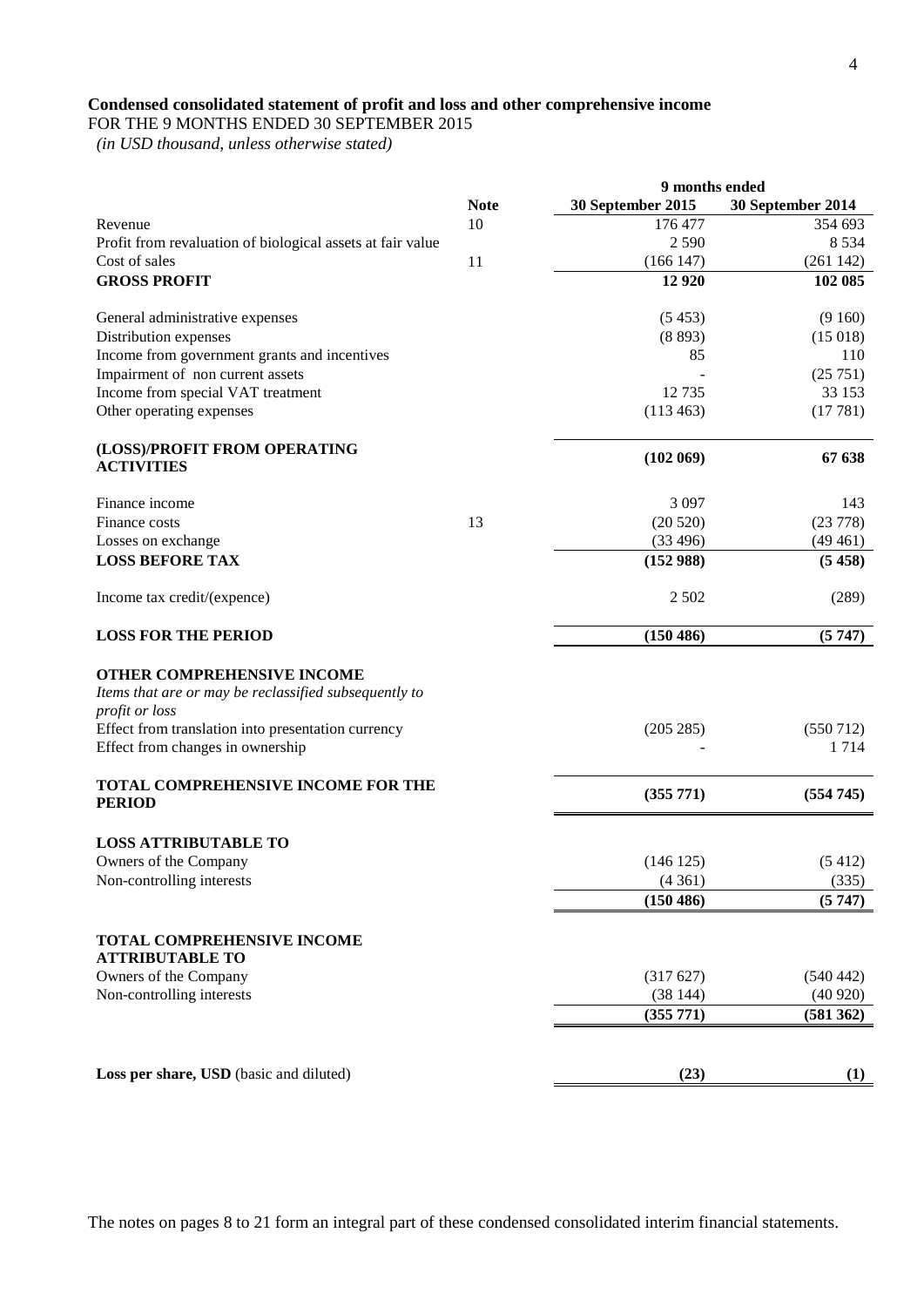**Condensed consolidated statement of profit and loss and other comprehensive income**

FOR THE 9 MONTHS ENDED 30 SEPTEMBER 2015

*(in USD thousand, unless otherwise stated)*

| | Note | 9 months ended | |
|---|---|---|---|
| | | **30 September 2015** | **30 September 2014** |
| Revenue | 10 | 176 477 | 354 693 |
| Profit from revaluation of biological assets at fair value | | 2 590 | 8 534 |
| Cost of sales | 11 | (166 147) | (261 142) |
| **GROSS PROFIT** | | **12 920** | **102 085** |
| General administrative expenses | | (5 453) | (9 160) |
| Distribution expenses | | (8 893) | (15 018) |
| Income from government grants and incentives | | 85 | 110 |
| Impairment of non current assets | | - | (25 751) |
| Income from special VAT treatment | | 12 735 | 33 153 |
| Other operating expenses | | (113 463) | (17 781) |
| **(LOSS)/PROFIT FROM OPERATING ACTIVITIES** | | **(102 069)** | **67 638** |
| Finance income | | 3 097 | 143 |
| Finance costs | 13 | (20 520) | (23 778) |
| Losses on exchange | | (33 496) | (49 461) |
| **LOSS BEFORE TAX** | | **(152 988)** | **(5 458)** |
| Income tax credit/(expence) | | 2 502 | (289) |
| **LOSS FOR THE PERIOD** | | **(150 486)** | **(5 747)** |
| **OTHER COMPREHENSIVE INCOME** | | | |
| *Items that are or may be reclassified subsequently to profit or loss* | | | |
| Effect from translation into presentation currency | | (205 285) | (550 712) |
| Effect from changes in ownership | | - | 1 714 |
| **TOTAL COMPREHENSIVE INCOME FOR THE PERIOD** | | **(355 771)** | **(554 745)** |
| **LOSS ATTRIBUTABLE TO** | | | |
| Owners of the Company | | (146 125) | (5 412) |
| Non-controlling interests | | (4 361) | (335) |
| | | **(150 486)** | **(5 747)** |
| **TOTAL COMPREHENSIVE INCOME ATTRIBUTABLE TO** | | | |
| Owners of the Company | | (317 627) | (540 442) |
| Non-controlling interests | | (38 144) | (40 920) |
| | | **(355 771)** | **(581 362)** |
| **Loss per share, USD** (basic and diluted) | | **(23)** | **(1)** |

The notes on pages 8 to 21 form an integral part of these condensed consolidated interim financial statements.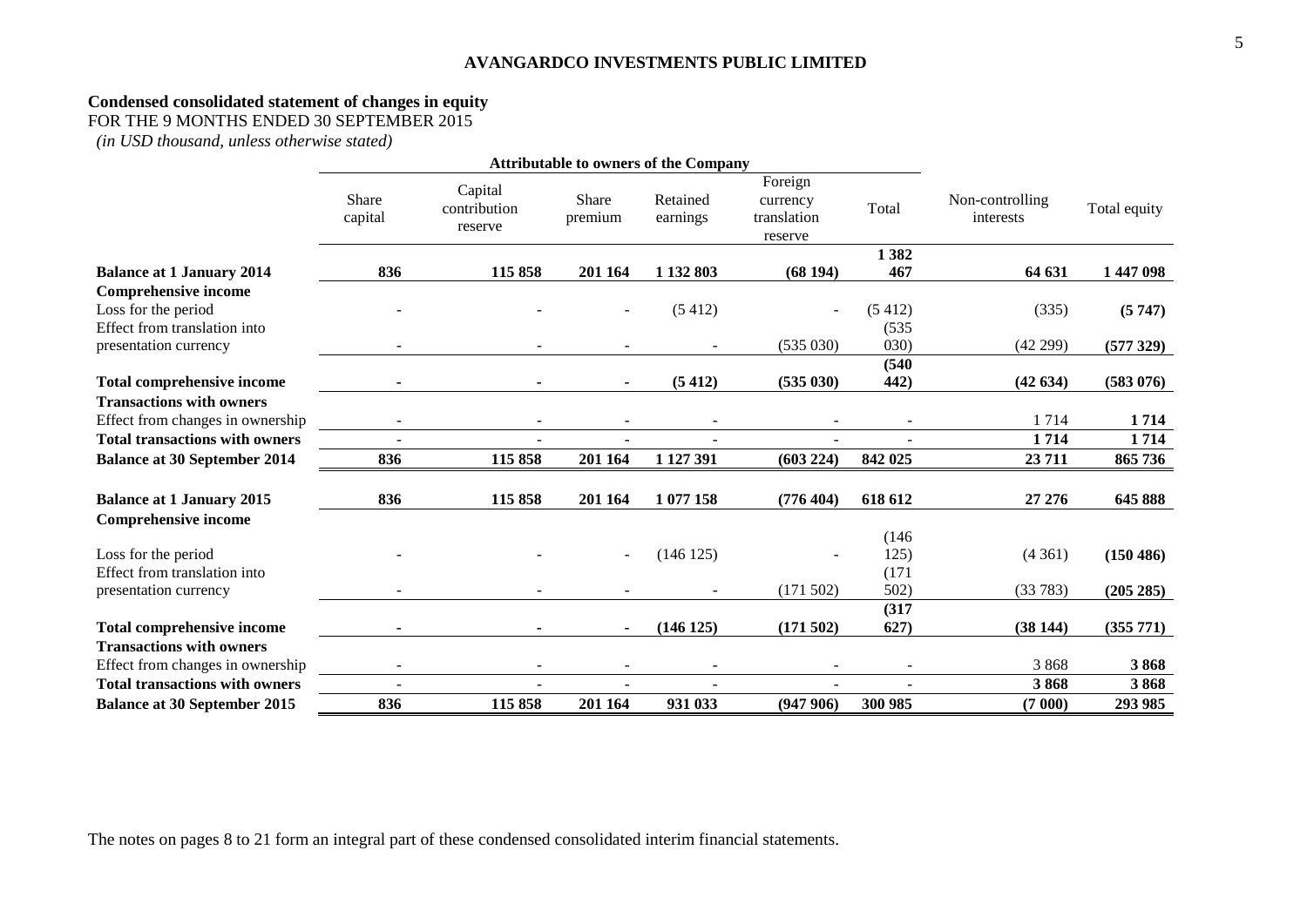**AVANGARDCO INVESTMENTS PUBLIC LIMITED**

## Condensed consolidated statement of changes in equity

FOR THE 9 MONTHS ENDED 30 SEPTEMBER 2015

*(in USD thousand, unless otherwise stated)*

| | Attributable to owners of the Company | | | | | | | |
|---|---|---|---|---|---|---|---|---|
| | Share capital | Capital contribution reserve | Share premium | Retained earnings | Foreign currency translation reserve | Total | Non-controlling interests | Total equity |
| **Balance at 1 January 2014** | **836** | **115 858** | **201 164** | **1 132 803** | **(68 194)** | **1 382 467** | **64 631** | **1 447 098** |
| **Comprehensive income** | | | | | | | | |
| Loss for the period | - | - | - | (5 412) | - | (5 412) | (335) | **(5 747)** |
| Effect from translation into presentation currency | - | - | - | - | (535 030) | (535 030) | (42 299) | **(577 329)** |
| **Total comprehensive income** | **-** | **-** | **-** | **(5 412)** | **(535 030)** | **(540 442)** | **(42 634)** | **(583 076)** |
| **Transactions with owners** | | | | | | | | |
| Effect from changes in ownership | - | - | - | - | - | - | 1 714 | **1 714** |
| **Total transactions with owners** | **-** | **-** | **-** | **-** | **-** | **-** | **1 714** | **1 714** |
| **Balance at 30 September 2014** | **836** | **115 858** | **201 164** | **1 127 391** | **(603 224)** | **842 025** | **23 711** | **865 736** |
| | | | | | | | | |
| **Balance at 1 January 2015** | **836** | **115 858** | **201 164** | **1 077 158** | **(776 404)** | **618 612** | **27 276** | **645 888** |
| **Comprehensive income** | | | | | | | | |
| Loss for the period | - | - | - | (146 125) | - | (146 125) | (4 361) | **(150 486)** |
| Effect from translation into presentation currency | - | - | - | - | (171 502) | (171 502) | (33 783) | **(205 285)** |
| **Total comprehensive income** | **-** | **-** | **-** | **(146 125)** | **(171 502)** | **(317 627)** | **(38 144)** | **(355 771)** |
| **Transactions with owners** | | | | | | | | |
| Effect from changes in ownership | - | - | - | - | - | - | 3 868 | **3 868** |
| **Total transactions with owners** | **-** | **-** | **-** | **-** | **-** | **-** | **3 868** | **3 868** |
| **Balance at 30 September 2015** | **836** | **115 858** | **201 164** | **931 033** | **(947 906)** | **300 985** | **(7 000)** | **293 985** |

The notes on pages 8 to 21 form an integral part of these condensed consolidated interim financial statements.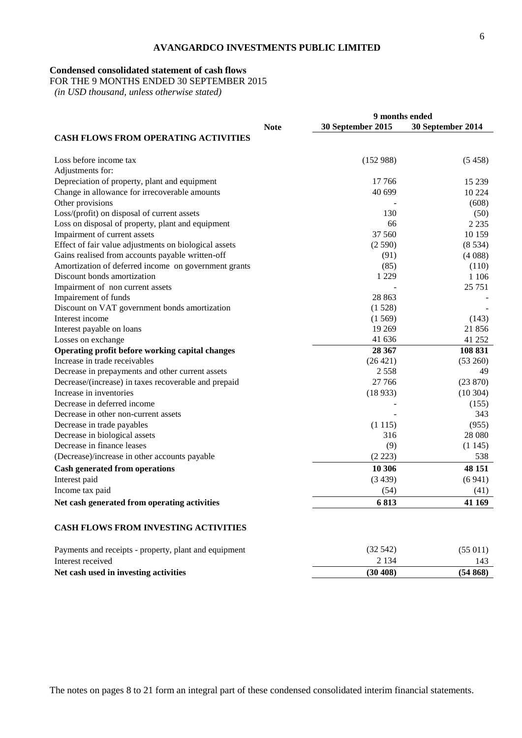**AVANGARDCO INVESTMENTS PUBLIC LIMITED**

**Condensed consolidated statement of cash flows**

FOR THE 9 MONTHS ENDED 30 SEPTEMBER 2015

*(in USD thousand, unless otherwise stated)*

| | Note | 9 months ended 30 September 2015 | 9 months ended 30 September 2014 |
|---|---|---|---|
| **CASH FLOWS FROM OPERATING ACTIVITIES** | | | |
| Loss before income tax | | (152 988) | (5 458) |
| Adjustments for: | | | |
| Depreciation of property, plant and equipment | | 17 766 | 15 239 |
| Change in allowance for irrecoverable amounts | | 40 699 | 10 224 |
| Other provisions | | - | (608) |
| Loss/(profit) on disposal of current assets | | 130 | (50) |
| Loss on disposal of property, plant and equipment | | 66 | 2 235 |
| Impairment of current assets | | 37 560 | 10 159 |
| Effect of fair value adjustments on biological assets | | (2 590) | (8 534) |
| Gains realised from accounts payable written-off | | (91) | (4 088) |
| Amortization of deferred income on government grants | | (85) | (110) |
| Discount bonds amortization | | 1 229 | 1 106 |
| Impairment of non current assets | | - | 25 751 |
| Impairement of funds | | 28 863 | - |
| Discount on VAT government bonds amortization | | (1 528) | - |
| Interest income | | (1 569) | (143) |
| Interest payable on loans | | 19 269 | 21 856 |
| Losses on exchange | | 41 636 | 41 252 |
| **Operating profit before working capital changes** | | **28 367** | **108 831** |
| Increase in trade receivables | | (26 421) | (53 260) |
| Decrease in prepayments and other current assets | | 2 558 | 49 |
| Decrease/(increase) in taxes recoverable and prepaid | | 27 766 | (23 870) |
| Increase in inventories | | (18 933) | (10 304) |
| Decrease in deferred income | | - | (155) |
| Decrease in other non-current assets | | - | 343 |
| Decrease in trade payables | | (1 115) | (955) |
| Decrease in biological assets | | 316 | 28 080 |
| Decrease in finance leases | | (9) | (1 145) |
| (Decrease)/increase in other accounts payable | | (2 223) | 538 |
| **Cash generated from operations** | | **10 306** | **48 151** |
| Interest paid | | (3 439) | (6 941) |
| Income tax paid | | (54) | (41) |
| **Net cash generated from operating activities** | | **6 813** | **41 169** |
| **CASH FLOWS FROM INVESTING ACTIVITIES** | | | |
| Payments and receipts - property, plant and equipment | | (32 542) | (55 011) |
| Interest received | | 2 134 | 143 |
| **Net cash used in investing activities** | | **(30 408)** | **(54 868)** |

The notes on pages 8 to 21 form an integral part of these condensed consolidated interim financial statements.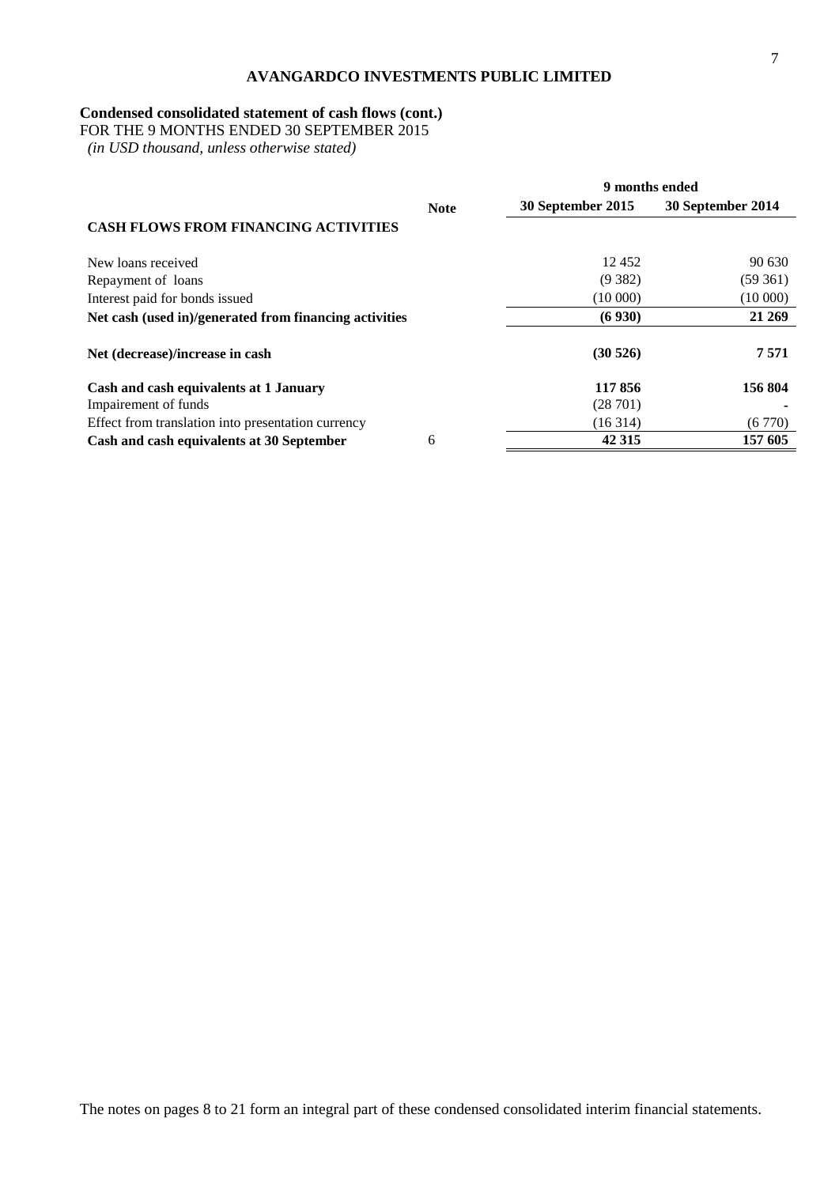# AVANGARDCO INVESTMENTS PUBLIC LIMITED

## Condensed consolidated statement of cash flows (cont.)

FOR THE 9 MONTHS ENDED 30 SEPTEMBER 2015

*(in USD thousand, unless otherwise stated)*

| | Note | 9 months ended | |
|---|---|---|---|
| | | **30 September 2015** | **30 September 2014** |
| **CASH FLOWS FROM FINANCING ACTIVITIES** | | | |
| New loans received | | 12 452 | 90 630 |
| Repayment of loans | | (9 382) | (59 361) |
| Interest paid for bonds issued | | (10 000) | (10 000) |
| **Net cash (used in)/generated from financing activities** | | **(6 930)** | **21 269** |
| **Net (decrease)/increase in cash** | | **(30 526)** | **7 571** |
| **Cash and cash equivalents at 1 January** | | **117 856** | **156 804** |
| Impairement of funds | | (28 701) | - |
| Effect from translation into presentation currency | | (16 314) | (6 770) |
| **Cash and cash equivalents at 30 September** | 6 | **42 315** | **157 605** |

The notes on pages 8 to 21 form an integral part of these condensed consolidated interim financial statements.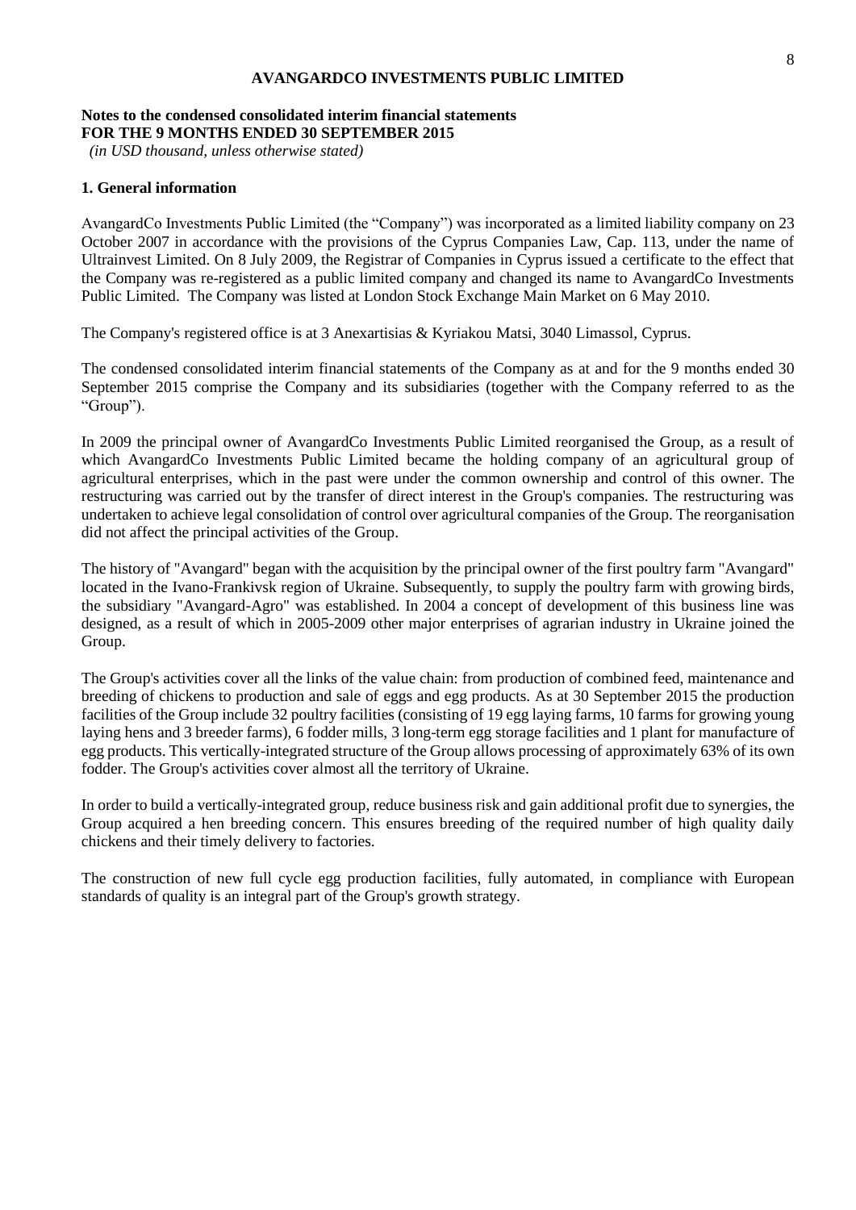**Notes to the condensed consolidated interim financial statements**
**FOR THE 9 MONTHS ENDED 30 SEPTEMBER 2015**
*(in USD thousand, unless otherwise stated)*

## 1. General information

AvangardCo Investments Public Limited (the "Company") was incorporated as a limited liability company on 23 October 2007 in accordance with the provisions of the Cyprus Companies Law, Cap. 113, under the name of Ultrainvest Limited. On 8 July 2009, the Registrar of Companies in Cyprus issued a certificate to the effect that the Company was re-registered as a public limited company and changed its name to AvangardCo Investments Public Limited. The Company was listed at London Stock Exchange Main Market on 6 May 2010.

The Company's registered office is at 3 Anexartisias & Kyriakou Matsi, 3040 Limassol, Cyprus.

The condensed consolidated interim financial statements of the Company as at and for the 9 months ended 30 September 2015 comprise the Company and its subsidiaries (together with the Company referred to as the "Group").

In 2009 the principal owner of AvangardCo Investments Public Limited reorganised the Group, as a result of which AvangardCo Investments Public Limited became the holding company of an agricultural group of agricultural enterprises, which in the past were under the common ownership and control of this owner. The restructuring was carried out by the transfer of direct interest in the Group's companies. The restructuring was undertaken to achieve legal consolidation of control over agricultural companies of the Group. The reorganisation did not affect the principal activities of the Group.

The history of "Avangard" began with the acquisition by the principal owner of the first poultry farm "Avangard" located in the Ivano-Frankivsk region of Ukraine. Subsequently, to supply the poultry farm with growing birds, the subsidiary "Avangard-Agro" was established. In 2004 a concept of development of this business line was designed, as a result of which in 2005-2009 other major enterprises of agrarian industry in Ukraine joined the Group.

The Group's activities cover all the links of the value chain: from production of combined feed, maintenance and breeding of chickens to production and sale of eggs and egg products. As at 30 September 2015 the production facilities of the Group include 32 poultry facilities (consisting of 19 egg laying farms, 10 farms for growing young laying hens and 3 breeder farms), 6 fodder mills, 3 long-term egg storage facilities and 1 plant for manufacture of egg products. This vertically-integrated structure of the Group allows processing of approximately 63% of its own fodder. The Group's activities cover almost all the territory of Ukraine.

In order to build a vertically-integrated group, reduce business risk and gain additional profit due to synergies, the Group acquired a hen breeding concern. This ensures breeding of the required number of high quality daily chickens and their timely delivery to factories.

The construction of new full cycle egg production facilities, fully automated, in compliance with European standards of quality is an integral part of the Group's growth strategy.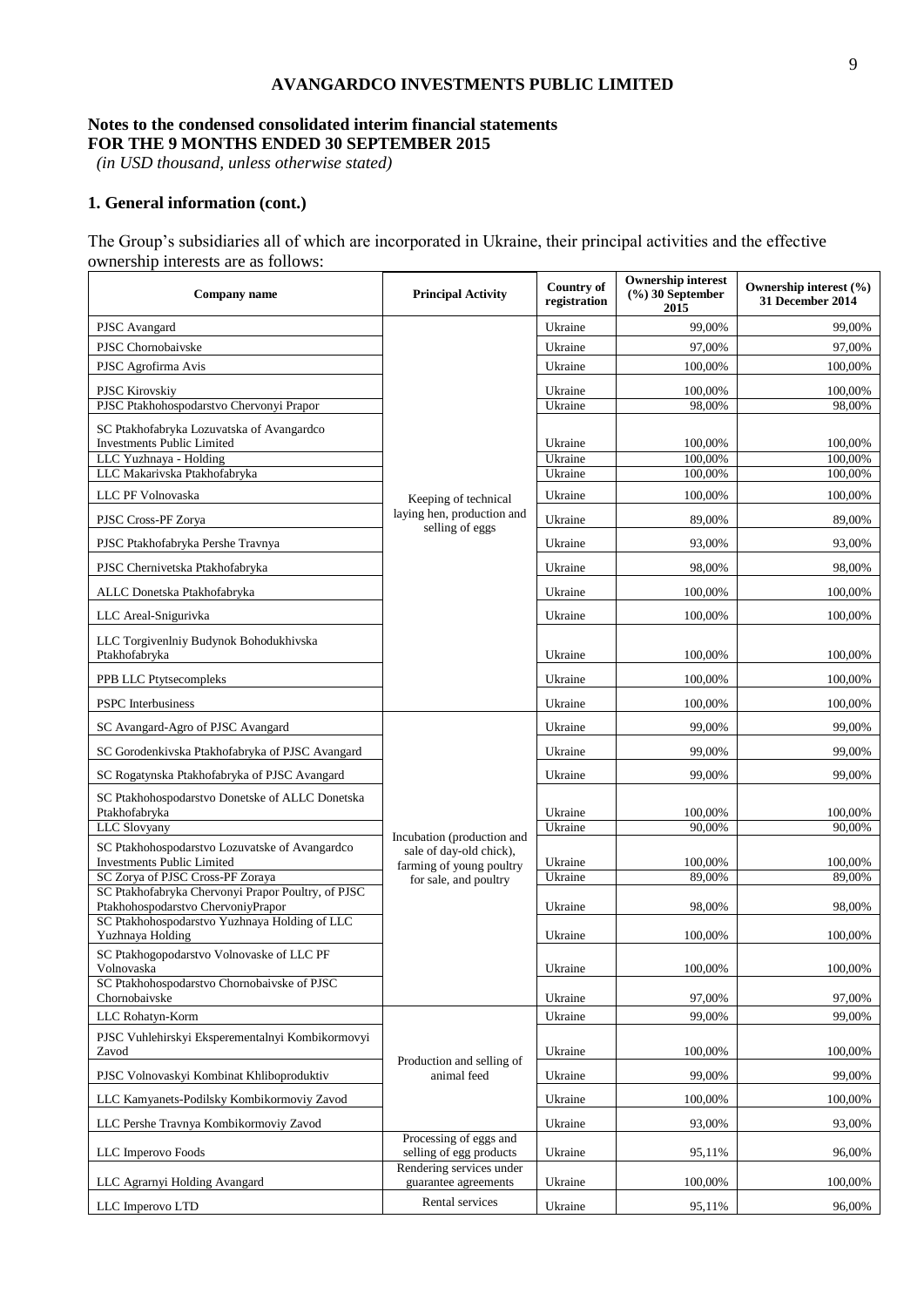**AVANGARDCO INVESTMENTS PUBLIC LIMITED**

**Notes to the condensed consolidated interim financial statements**
**FOR THE 9 MONTHS ENDED 30 SEPTEMBER 2015**
*(in USD thousand, unless otherwise stated)*

## 1. General information (cont.)

The Group's subsidiaries all of which are incorporated in Ukraine, their principal activities and the effective ownership interests are as follows:

| Company name | Principal Activity | Country of registration | Ownership interest (%) 30 September 2015 | Ownership interest (%) 31 December 2014 |
|---|---|---|---|---|
| PJSC Avangard | Keeping of technical laying hen, production and selling of eggs | Ukraine | 99,00% | 99,00% |
| PJSC Chornobaivske | | Ukraine | 97,00% | 97,00% |
| PJSC Agrofirma Avis | | Ukraine | 100,00% | 100,00% |
| PJSC Kirovskiy | | Ukraine | 100,00% | 100,00% |
| PJSC Ptakhohospodarstvo Chervonyi Prapor | | Ukraine | 98,00% | 98,00% |
| SC Ptakhofabryka Lozuvatska of Avangardco Investments Public Limited | | Ukraine | 100,00% | 100,00% |
| LLC Yuzhnaya - Holding | | Ukraine | 100,00% | 100,00% |
| LLC Makarivska Ptakhofabryka | | Ukraine | 100,00% | 100,00% |
| LLC PF Volnovaska | | Ukraine | 100,00% | 100,00% |
| PJSC Cross-PF Zorya | | Ukraine | 89,00% | 89,00% |
| PJSC Ptakhofabryka Pershe Travnya | | Ukraine | 93,00% | 93,00% |
| PJSC Chernivetska Ptakhofabryka | | Ukraine | 98,00% | 98,00% |
| ALLC Donetska Ptakhofabryka | | Ukraine | 100,00% | 100,00% |
| LLC Areal-Snigurivka | | Ukraine | 100,00% | 100,00% |
| LLC Torgivenlniy Budynok Bohodukhivska Ptakhofabryka | | Ukraine | 100,00% | 100,00% |
| PPB LLC Ptytsecompleks | | Ukraine | 100,00% | 100,00% |
| PSPC Interbusiness | | Ukraine | 100,00% | 100,00% |
| SC Avangard-Agro of PJSC Avangard | Incubation (production and sale of day-old chick), farming of young poultry for sale, and poultry | Ukraine | 99,00% | 99,00% |
| SC Gorodenkivska Ptakhofabryka of PJSC Avangard | | Ukraine | 99,00% | 99,00% |
| SC Rogatynska Ptakhofabryka of PJSC Avangard | | Ukraine | 99,00% | 99,00% |
| SC Ptakhohospodarstvo Donetske of ALLC Donetska Ptakhofabryka | | Ukraine | 100,00% | 100,00% |
| LLC Slovyany | | Ukraine | 90,00% | 90,00% |
| SC Ptakhohospodarstvo Lozuvatske of Avangardco Investments Public Limited | | Ukraine | 100,00% | 100,00% |
| SC Zorya of PJSC Cross-PF Zoraya | | Ukraine | 89,00% | 89,00% |
| SC Ptakhofabryka Chervonyi Prapor Poultry, of PJSC Ptakhohospodarstvo ChervoniyPrapor | | Ukraine | 98,00% | 98,00% |
| SC Ptakhohospodarstvo Yuzhnaya Holding of LLC Yuzhnaya Holding | | Ukraine | 100,00% | 100,00% |
| SC Ptakhogopodarstvo Volnovaske of LLC PF Volnovaska | | Ukraine | 100,00% | 100,00% |
| SC Ptakhohospodarstvo Chornobaivske of PJSC Chornobaivske | | Ukraine | 97,00% | 97,00% |
| LLC Rohatyn-Korm | Production and selling of animal feed | Ukraine | 99,00% | 99,00% |
| PJSC Vuhlehirskyi Eksperementalnyi Kombikormovyi Zavod | | Ukraine | 100,00% | 100,00% |
| PJSC Volnovaskyi Kombinat Khliboproduktiv | | Ukraine | 99,00% | 99,00% |
| LLC Kamyanets-Podilsky Kombikormoviy Zavod | | Ukraine | 100,00% | 100,00% |
| LLC Pershe Travnya Kombikormoviy Zavod | | Ukraine | 93,00% | 93,00% |
| LLC Imperovo Foods | Processing of eggs and selling of egg products | Ukraine | 95,11% | 96,00% |
| LLC Agrarnyi Holding Avangard | Rendering services under guarantee agreements | Ukraine | 100,00% | 100,00% |
| LLC Imperovo LTD | Rental services | Ukraine | 95,11% | 96,00% |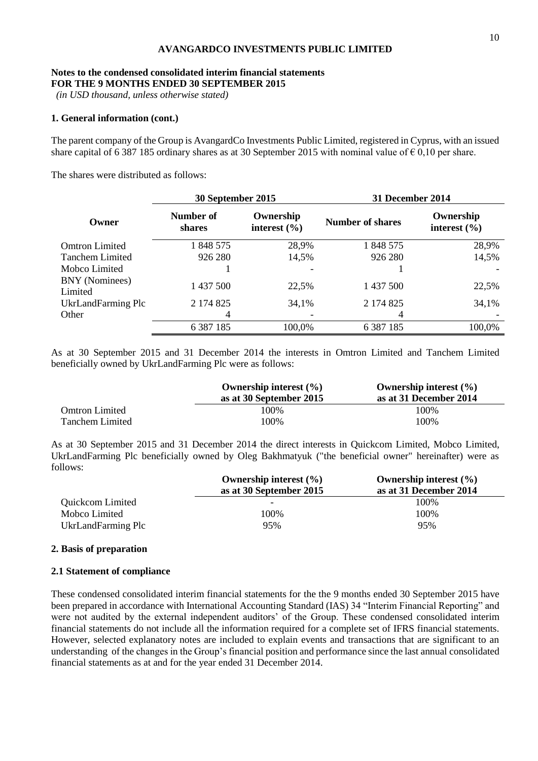**AVANGARDCO INVESTMENTS PUBLIC LIMITED**

**Notes to the condensed consolidated interim financial statements**
**FOR THE 9 MONTHS ENDED 30 SEPTEMBER 2015**
*(in USD thousand, unless otherwise stated)*

### 1. General information (cont.)

The parent company of the Group is AvangardCo Investments Public Limited, registered in Cyprus, with an issued share capital of 6 387 185 ordinary shares as at 30 September 2015 with nominal value of € 0,10 per share.

The shares were distributed as follows:

| Owner | 30 September 2015 | | 31 December 2014 | |
|---|---|---|---|---|
| | Number of shares | Ownership interest (%) | Number of shares | Ownership interest (%) |
| Omtron Limited | 1 848 575 | 28,9% | 1 848 575 | 28,9% |
| Tanchem Limited | 926 280 | 14,5% | 926 280 | 14,5% |
| Mobco Limited | 1 | - | 1 | - |
| BNY (Nominees) Limited | 1 437 500 | 22,5% | 1 437 500 | 22,5% |
| UkrLandFarming Plc | 2 174 825 | 34,1% | 2 174 825 | 34,1% |
| Other | 4 | - | 4 | - |
| | 6 387 185 | 100,0% | 6 387 185 | 100,0% |

As at 30 September 2015 and 31 December 2014 the interests in Omtron Limited and Tanchem Limited beneficially owned by UkrLandFarming Plc were as follows:

| | Ownership interest (%) as at 30 September 2015 | Ownership interest (%) as at 31 December 2014 |
|---|---|---|
| Omtron Limited | 100% | 100% |
| Tanchem Limited | 100% | 100% |

As at 30 September 2015 and 31 December 2014 the direct interests in Quickcom Limited, Mobco Limited, UkrLandFarming Plc beneficially owned by Oleg Bakhmatyuk ("the beneficial owner" hereinafter) were as follows:

| | Ownership interest (%) as at 30 September 2015 | Ownership interest (%) as at 31 December 2014 |
|---|---|---|
| Quickcom Limited | - | 100% |
| Mobco Limited | 100% | 100% |
| UkrLandFarming Plc | 95% | 95% |

### 2. Basis of preparation

#### 2.1 Statement of compliance

These condensed consolidated interim financial statements for the the 9 months ended 30 September 2015 have been prepared in accordance with International Accounting Standard (IAS) 34 "Interim Financial Reporting" and were not audited by the external independent auditors' of the Group. These condensed consolidated interim financial statements do not include all the information required for a complete set of IFRS financial statements. However, selected explanatory notes are included to explain events and transactions that are significant to an understanding of the changes in the Group's financial position and performance since the last annual consolidated financial statements as at and for the year ended 31 December 2014.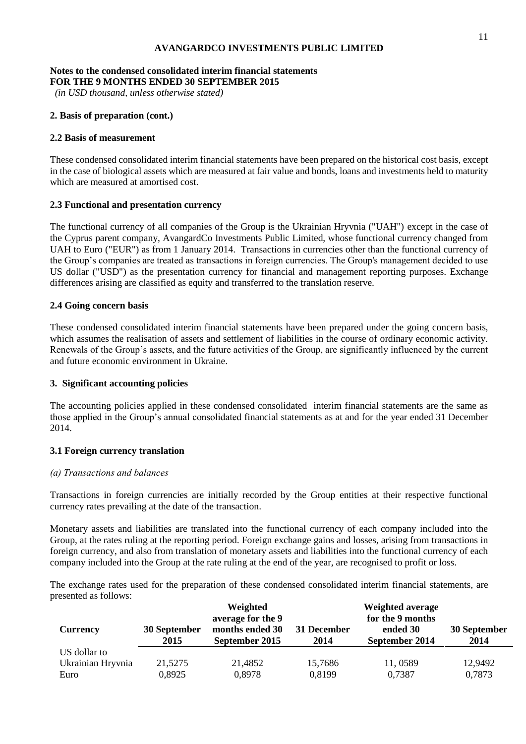**AVANGARDCO INVESTMENTS PUBLIC LIMITED**

**Notes to the condensed consolidated interim financial statements**
**FOR THE 9 MONTHS ENDED 30 SEPTEMBER 2015**
*(in USD thousand, unless otherwise stated)*

### 2. Basis of preparation (cont.)

### 2.2 Basis of measurement

These condensed consolidated interim financial statements have been prepared on the historical cost basis, except in the case of biological assets which are measured at fair value and bonds, loans and investments held to maturity which are measured at amortised cost.

### 2.3 Functional and presentation currency

The functional currency of all companies of the Group is the Ukrainian Hryvnia ("UAH") except in the case of the Cyprus parent company, AvangardCo Investments Public Limited, whose functional currency changed from UAH to Euro ("EUR") as from 1 January 2014. Transactions in currencies other than the functional currency of the Group's companies are treated as transactions in foreign currencies. The Group's management decided to use US dollar ("USD") as the presentation currency for financial and management reporting purposes. Exchange differences arising are classified as equity and transferred to the translation reserve.

### 2.4 Going concern basis

These condensed consolidated interim financial statements have been prepared under the going concern basis, which assumes the realisation of assets and settlement of liabilities in the course of ordinary economic activity. Renewals of the Group's assets, and the future activities of the Group, are significantly influenced by the current and future economic environment in Ukraine.

## 3. Significant accounting policies

The accounting policies applied in these condensed consolidated interim financial statements are the same as those applied in the Group's annual consolidated financial statements as at and for the year ended 31 December 2014.

### 3.1 Foreign currency translation

*(a) Transactions and balances*

Transactions in foreign currencies are initially recorded by the Group entities at their respective functional currency rates prevailing at the date of the transaction.

Monetary assets and liabilities are translated into the functional currency of each company included into the Group, at the rates ruling at the reporting period. Foreign exchange gains and losses, arising from transactions in foreign currency, and also from translation of monetary assets and liabilities into the functional currency of each company included into the Group at the rate ruling at the end of the year, are recognised to profit or loss.

The exchange rates used for the preparation of these condensed consolidated interim financial statements, are presented as follows:

| Currency | 30 September 2015 | Weighted average for the 9 months ended 30 September 2015 | 31 December 2014 | Weighted average for the 9 months ended 30 September 2014 | 30 September 2014 |
|---|---|---|---|---|---|
| US dollar to Ukrainian Hryvnia | 21,5275 | 21,4852 | 15,7686 | 11, 0589 | 12,9492 |
| Euro | 0,8925 | 0,8978 | 0,8199 | 0,7387 | 0,7873 |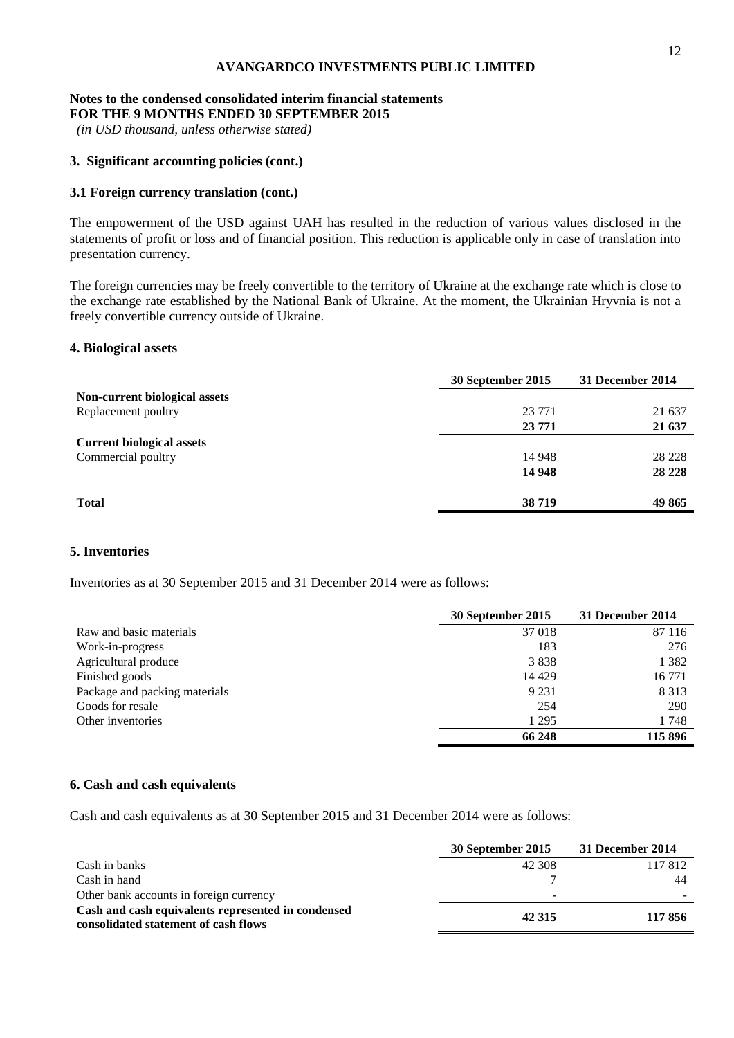**AVANGARDCO INVESTMENTS PUBLIC LIMITED**

**Notes to the condensed consolidated interim financial statements**
**FOR THE 9 MONTHS ENDED 30 SEPTEMBER 2015**
*(in USD thousand, unless otherwise stated)*

### 3. Significant accounting policies (cont.)

### 3.1 Foreign currency translation (cont.)

The empowerment of the USD against UAH has resulted in the reduction of various values disclosed in the statements of profit or loss and of financial position. This reduction is applicable only in case of translation into presentation currency.

The foreign currencies may be freely convertible to the territory of Ukraine at the exchange rate which is close to the exchange rate established by the National Bank of Ukraine. At the moment, the Ukrainian Hryvnia is not a freely convertible currency outside of Ukraine.

### 4. Biological assets

| | 30 September 2015 | 31 December 2014 |
|---|---|---|
| **Non-current biological assets** | | |
| Replacement poultry | 23 771 | 21 637 |
| | **23 771** | **21 637** |
| **Current biological assets** | | |
| Commercial poultry | 14 948 | 28 228 |
| | **14 948** | **28 228** |
| **Total** | **38 719** | **49 865** |

### 5. Inventories

Inventories as at 30 September 2015 and 31 December 2014 were as follows:

| | 30 September 2015 | 31 December 2014 |
|---|---|---|
| Raw and basic materials | 37 018 | 87 116 |
| Work-in-progress | 183 | 276 |
| Agricultural produce | 3 838 | 1 382 |
| Finished goods | 14 429 | 16 771 |
| Package and packing materials | 9 231 | 8 313 |
| Goods for resale | 254 | 290 |
| Other inventories | 1 295 | 1 748 |
| | **66 248** | **115 896** |

### 6. Cash and cash equivalents

Cash and cash equivalents as at 30 September 2015 and 31 December 2014 were as follows:

| | 30 September 2015 | 31 December 2014 |
|---|---|---|
| Cash in banks | 42 308 | 117 812 |
| Cash in hand | 7 | 44 |
| Other bank accounts in foreign currency | - | - |
| **Cash and cash equivalents represented in condensed consolidated statement of cash flows** | **42 315** | **117 856** |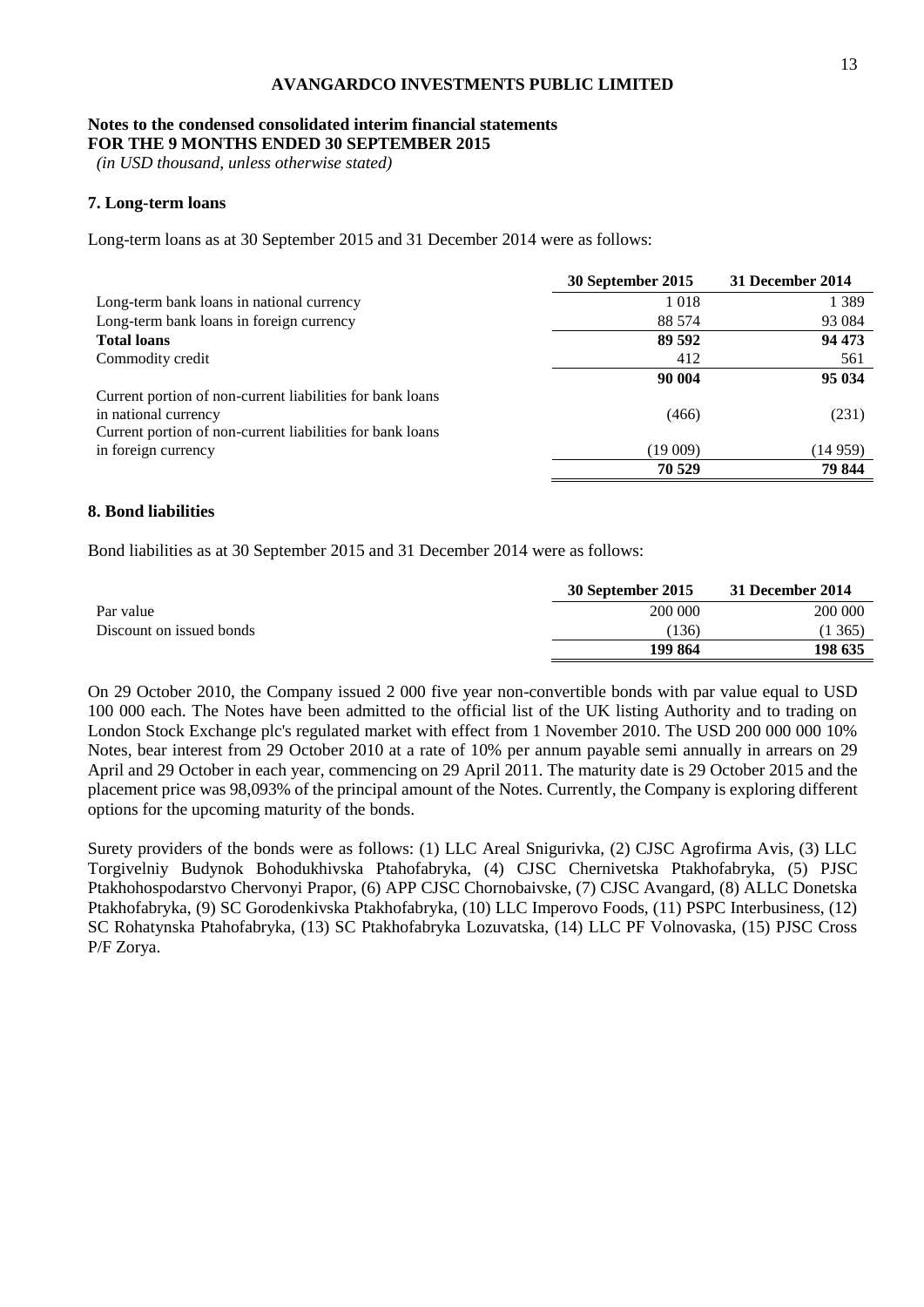**AVANGARDCO INVESTMENTS PUBLIC LIMITED**

**Notes to the condensed consolidated interim financial statements**
**FOR THE 9 MONTHS ENDED 30 SEPTEMBER 2015**
*(in USD thousand, unless otherwise stated)*

### 7. Long-term loans

Long-term loans as at 30 September 2015 and 31 December 2014 were as follows:

| | 30 September 2015 | 31 December 2014 |
|---|---|---|
| Long-term bank loans in national currency | 1 018 | 1 389 |
| Long-term bank loans in foreign currency | 88 574 | 93 084 |
| **Total loans** | **89 592** | **94 473** |
| Commodity credit | 412 | 561 |
| | **90 004** | **95 034** |
| Current portion of non-current liabilities for bank loans in national currency | (466) | (231) |
| Current portion of non-current liabilities for bank loans in foreign currency | (19 009) | (14 959) |
| | **70 529** | **79 844** |

### 8. Bond liabilities

Bond liabilities as at 30 September 2015 and 31 December 2014 were as follows:

| | 30 September 2015 | 31 December 2014 |
|---|---|---|
| Par value | 200 000 | 200 000 |
| Discount on issued bonds | (136) | (1 365) |
| | **199 864** | **198 635** |

On 29 October 2010, the Company issued 2 000 five year non-convertible bonds with par value equal to USD 100 000 each. The Notes have been admitted to the official list of the UK listing Authority and to trading on London Stock Exchange plc's regulated market with effect from 1 November 2010. The USD 200 000 000 10% Notes, bear interest from 29 October 2010 at a rate of 10% per annum payable semi annually in arrears on 29 April and 29 October in each year, commencing on 29 April 2011. The maturity date is 29 October 2015 and the placement price was 98,093% of the principal amount of the Notes. Currently, the Company is exploring different options for the upcoming maturity of the bonds.

Surety providers of the bonds were as follows: (1) LLC Areal Snigurivka, (2) CJSC Agrofirma Avis, (3) LLC Torgivelniy Budynok Bohodukhivska Ptahofabryka, (4) CJSC Chernivetska Ptakhofabryka, (5) PJSC Ptakhohospodarstvo Chervonyi Prapor, (6) APP CJSC Chornobaivske, (7) CJSC Avangard, (8) ALLC Donetska Ptakhofabryka, (9) SC Gorodenkivska Ptakhofabryka, (10) LLC Imperovo Foods, (11) PSPC Interbusiness, (12) SC Rohatynska Ptahofabryka, (13) SC Ptakhofabryka Lozuvatska, (14) LLC PF Volnovaska, (15) PJSC Cross P/F Zorya.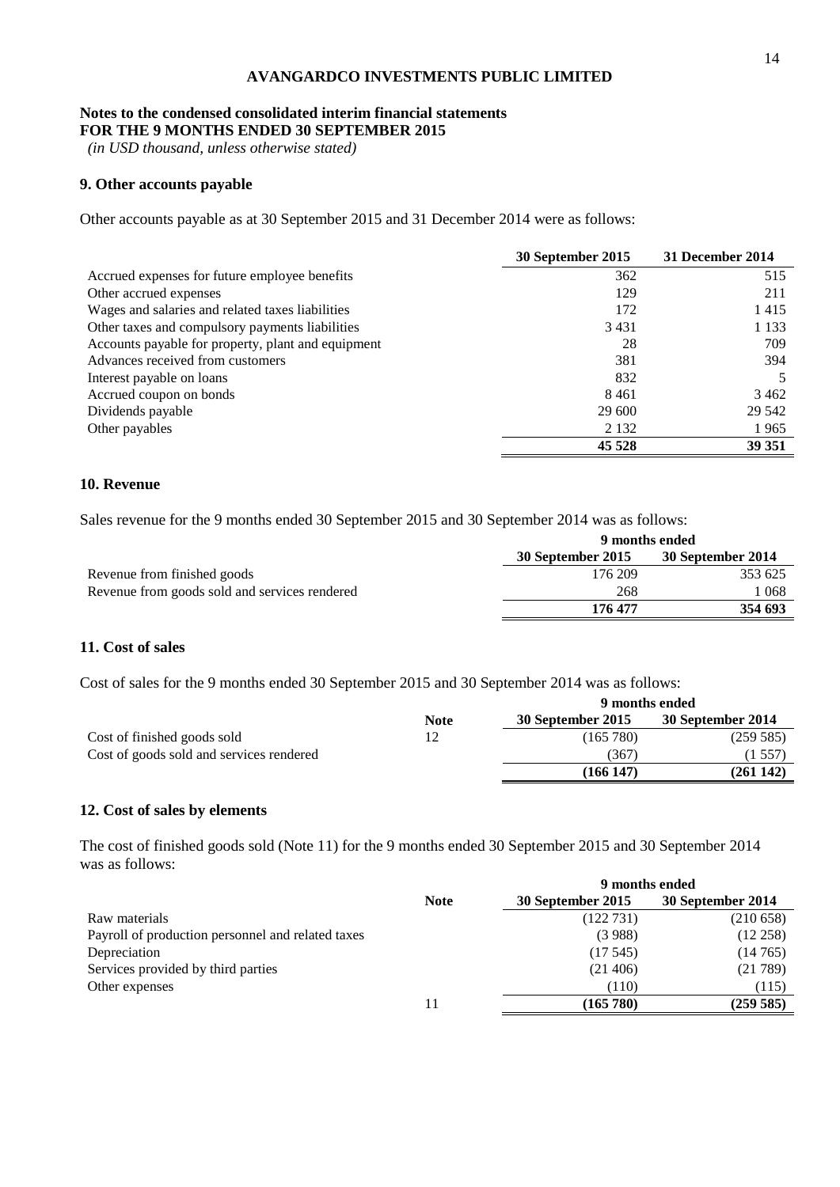**AVANGARDCO INVESTMENTS PUBLIC LIMITED**

**Notes to the condensed consolidated interim financial statements**
**FOR THE 9 MONTHS ENDED 30 SEPTEMBER 2015**
*(in USD thousand, unless otherwise stated)*

## 9. Other accounts payable

Other accounts payable as at 30 September 2015 and 31 December 2014 were as follows:

| | 30 September 2015 | 31 December 2014 |
|---|---|---|
| Accrued expenses for future employee benefits | 362 | 515 |
| Other accrued expenses | 129 | 211 |
| Wages and salaries and related taxes liabilities | 172 | 1 415 |
| Other taxes and compulsory payments liabilities | 3 431 | 1 133 |
| Accounts payable for property, plant and equipment | 28 | 709 |
| Advances received from customers | 381 | 394 |
| Interest payable on loans | 832 | 5 |
| Accrued coupon on bonds | 8 461 | 3 462 |
| Dividends payable | 29 600 | 29 542 |
| Other payables | 2 132 | 1 965 |
| | **45 528** | **39 351** |

## 10. Revenue

Sales revenue for the 9 months ended 30 September 2015 and 30 September 2014 was as follows:

| | 9 months ended | |
|---|---|---|
| | 30 September 2015 | 30 September 2014 |
| Revenue from finished goods | 176 209 | 353 625 |
| Revenue from goods sold and services rendered | 268 | 1 068 |
| | **176 477** | **354 693** |

## 11. Cost of sales

Cost of sales for the 9 months ended 30 September 2015 and 30 September 2014 was as follows:

| | | 9 months ended | |
|---|---|---|---|
| | Note | 30 September 2015 | 30 September 2014 |
| Cost of finished goods sold | 12 | (165 780) | (259 585) |
| Cost of goods sold and services rendered | | (367) | (1 557) |
| | | **(166 147)** | **(261 142)** |

## 12. Cost of sales by elements

The cost of finished goods sold (Note 11) for the 9 months ended 30 September 2015 and 30 September 2014 was as follows:

| | | 9 months ended | |
|---|---|---|---|
| | Note | 30 September 2015 | 30 September 2014 |
| Raw materials | | (122 731) | (210 658) |
| Payroll of production personnel and related taxes | | (3 988) | (12 258) |
| Depreciation | | (17 545) | (14 765) |
| Services provided by third parties | | (21 406) | (21 789) |
| Other expenses | | (110) | (115) |
| | 11 | **(165 780)** | **(259 585)** |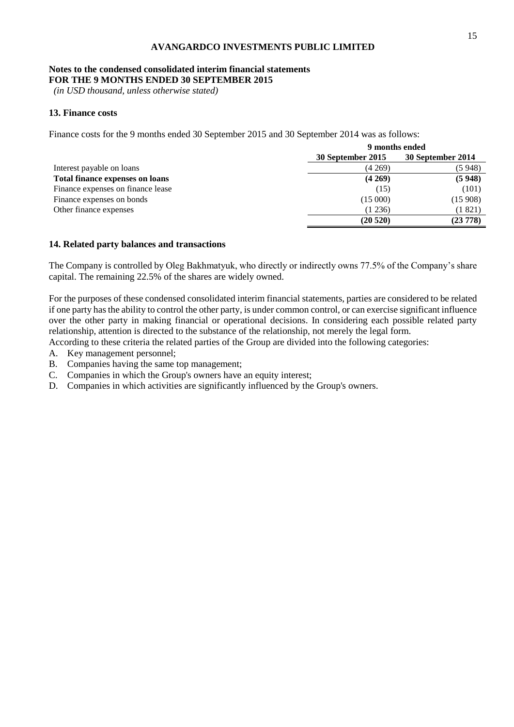**AVANGARDCO INVESTMENTS PUBLIC LIMITED**

**Notes to the condensed consolidated interim financial statements**
**FOR THE 9 MONTHS ENDED 30 SEPTEMBER 2015**
*(in USD thousand, unless otherwise stated)*

## 13. Finance costs

Finance costs for the 9 months ended 30 September 2015 and 30 September 2014 was as follows:

| | 9 months ended | |
|---|---|---|
| | **30 September 2015** | **30 September 2014** |
| Interest payable on loans | (4 269) | (5 948) |
| **Total finance expenses on loans** | **(4 269)** | **(5 948)** |
| Finance expenses on finance lease | (15) | (101) |
| Finance expenses on bonds | (15 000) | (15 908) |
| Other finance expenses | (1 236) | (1 821) |
| | **(20 520)** | **(23 778)** |

## 14. Related party balances and transactions

The Company is controlled by Oleg Bakhmatyuk, who directly or indirectly owns 77.5% of the Company's share capital. The remaining 22.5% of the shares are widely owned.

For the purposes of these condensed consolidated interim financial statements, parties are considered to be related if one party has the ability to control the other party, is under common control, or can exercise significant influence over the other party in making financial or operational decisions. In considering each possible related party relationship, attention is directed to the substance of the relationship, not merely the legal form.
According to these criteria the related parties of the Group are divided into the following categories:

A. Key management personnel;
B. Companies having the same top management;
C. Companies in which the Group's owners have an equity interest;
D. Companies in which activities are significantly influenced by the Group's owners.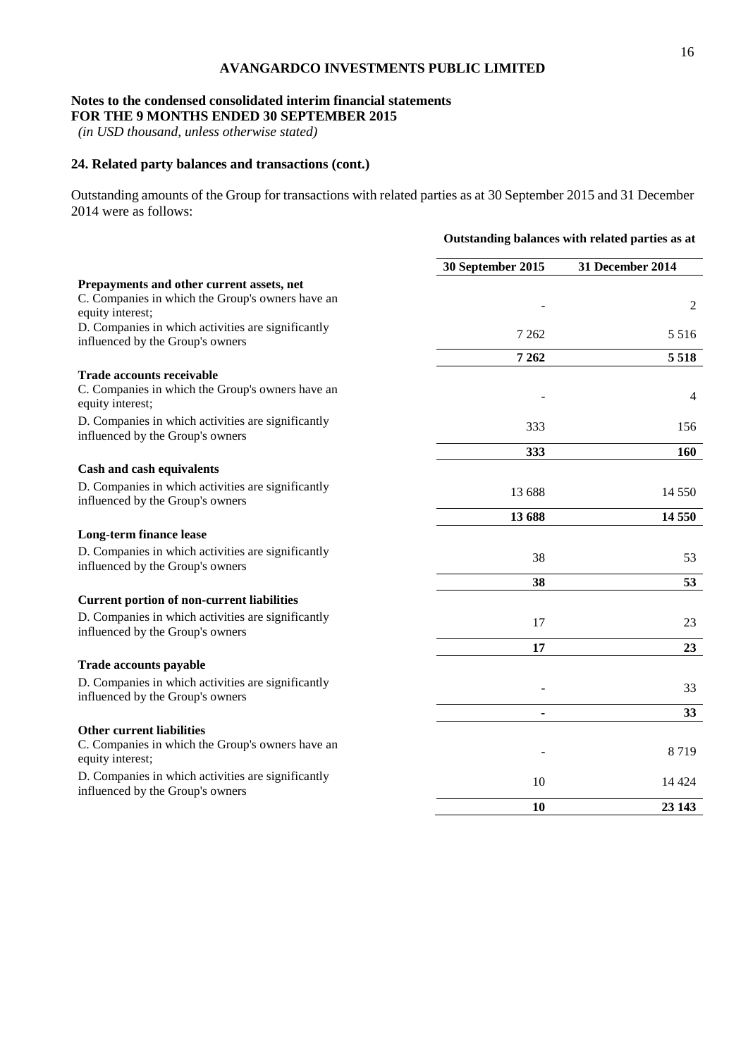**AVANGARDCO INVESTMENTS PUBLIC LIMITED**

**Notes to the condensed consolidated interim financial statements**
**FOR THE 9 MONTHS ENDED 30 SEPTEMBER 2015**
*(in USD thousand, unless otherwise stated)*

## 24. Related party balances and transactions (cont.)

Outstanding amounts of the Group for transactions with related parties as at 30 September 2015 and 31 December 2014 were as follows:

| | **Outstanding balances with related parties as at** | |
|---|---|---|
| | **30 September 2015** | **31 December 2014** |
| **Prepayments and other current assets, net** | | |
| C. Companies in which the Group's owners have an equity interest; | - | 2 |
| D. Companies in which activities are significantly influenced by the Group's owners | 7 262 | 5 516 |
| | **7 262** | **5 518** |
| **Trade accounts receivable** | | |
| C. Companies in which the Group's owners have an equity interest; | - | 4 |
| D. Companies in which activities are significantly influenced by the Group's owners | 333 | 156 |
| | **333** | **160** |
| **Cash and cash equivalents** | | |
| D. Companies in which activities are significantly influenced by the Group's owners | 13 688 | 14 550 |
| | **13 688** | **14 550** |
| **Long-term finance lease** | | |
| D. Companies in which activities are significantly influenced by the Group's owners | 38 | 53 |
| | **38** | **53** |
| **Current portion of non-current liabilities** | | |
| D. Companies in which activities are significantly influenced by the Group's owners | 17 | 23 |
| | **17** | **23** |
| **Trade accounts payable** | | |
| D. Companies in which activities are significantly influenced by the Group's owners | - | 33 |
| | **-** | **33** |
| **Other current liabilities** | | |
| C. Companies in which the Group's owners have an equity interest; | - | 8 719 |
| D. Companies in which activities are significantly influenced by the Group's owners | 10 | 14 424 |
| | **10** | **23 143** |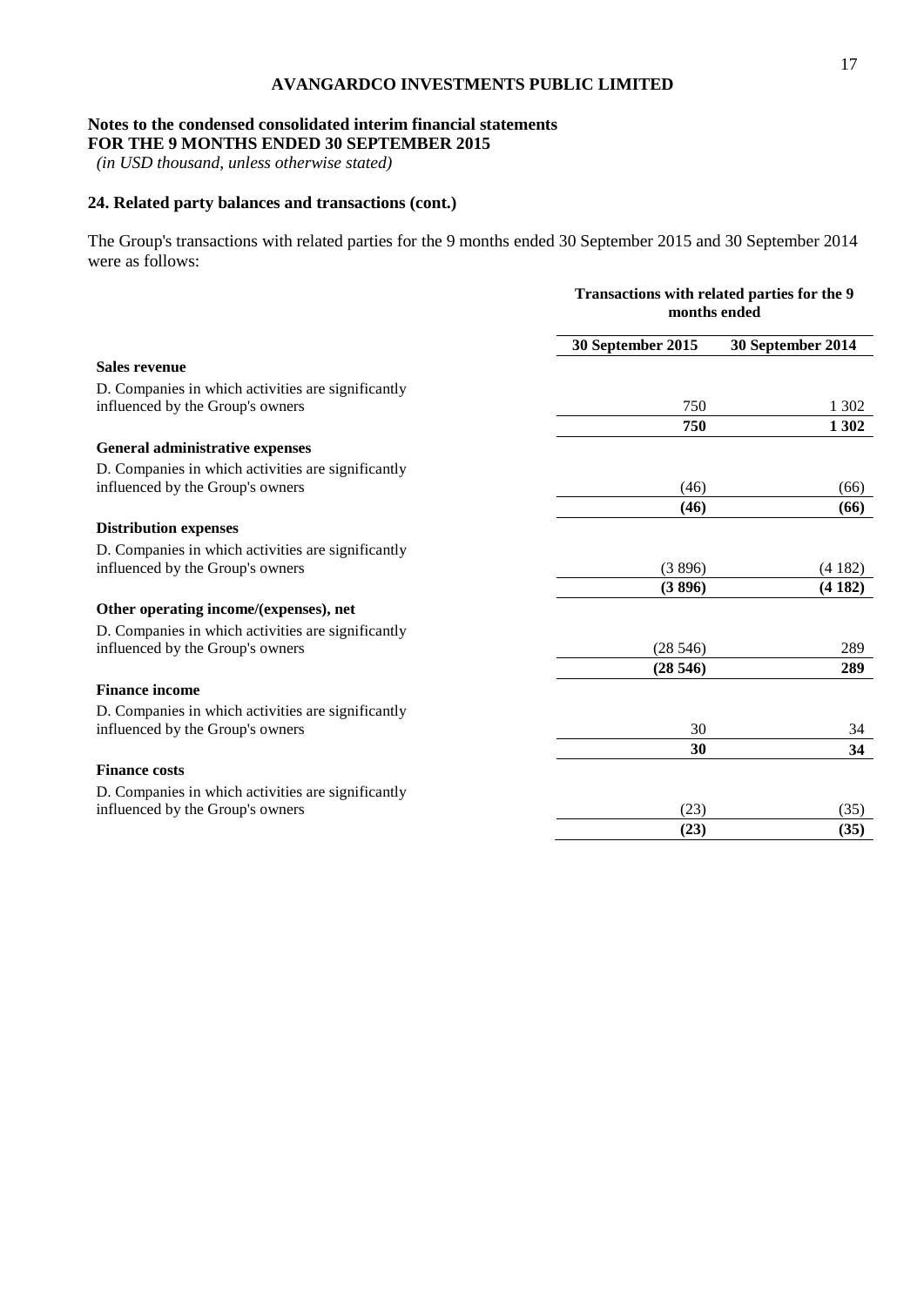**AVANGARDCO INVESTMENTS PUBLIC LIMITED**

**Notes to the condensed consolidated interim financial statements**
**FOR THE 9 MONTHS ENDED 30 SEPTEMBER 2015**
*(in USD thousand, unless otherwise stated)*

## 24. Related party balances and transactions (cont.)

The Group's transactions with related parties for the 9 months ended 30 September 2015 and 30 September 2014 were as follows:

| | **Transactions with related parties for the 9 months ended** | |
|---|---|---|
| | **30 September 2015** | **30 September 2014** |
| **Sales revenue** | | |
| D. Companies in which activities are significantly influenced by the Group's owners | 750 | 1 302 |
| | **750** | **1 302** |
| **General administrative expenses** | | |
| D. Companies in which activities are significantly influenced by the Group's owners | (46) | (66) |
| | **(46)** | **(66)** |
| **Distribution expenses** | | |
| D. Companies in which activities are significantly influenced by the Group's owners | (3 896) | (4 182) |
| | **(3 896)** | **(4 182)** |
| **Other operating income/(expenses), net** | | |
| D. Companies in which activities are significantly influenced by the Group's owners | (28 546) | 289 |
| | **(28 546)** | **289** |
| **Finance income** | | |
| D. Companies in which activities are significantly influenced by the Group's owners | 30 | 34 |
| | **30** | **34** |
| **Finance costs** | | |
| D. Companies in which activities are significantly influenced by the Group's owners | (23) | (35) |
| | **(23)** | **(35)** |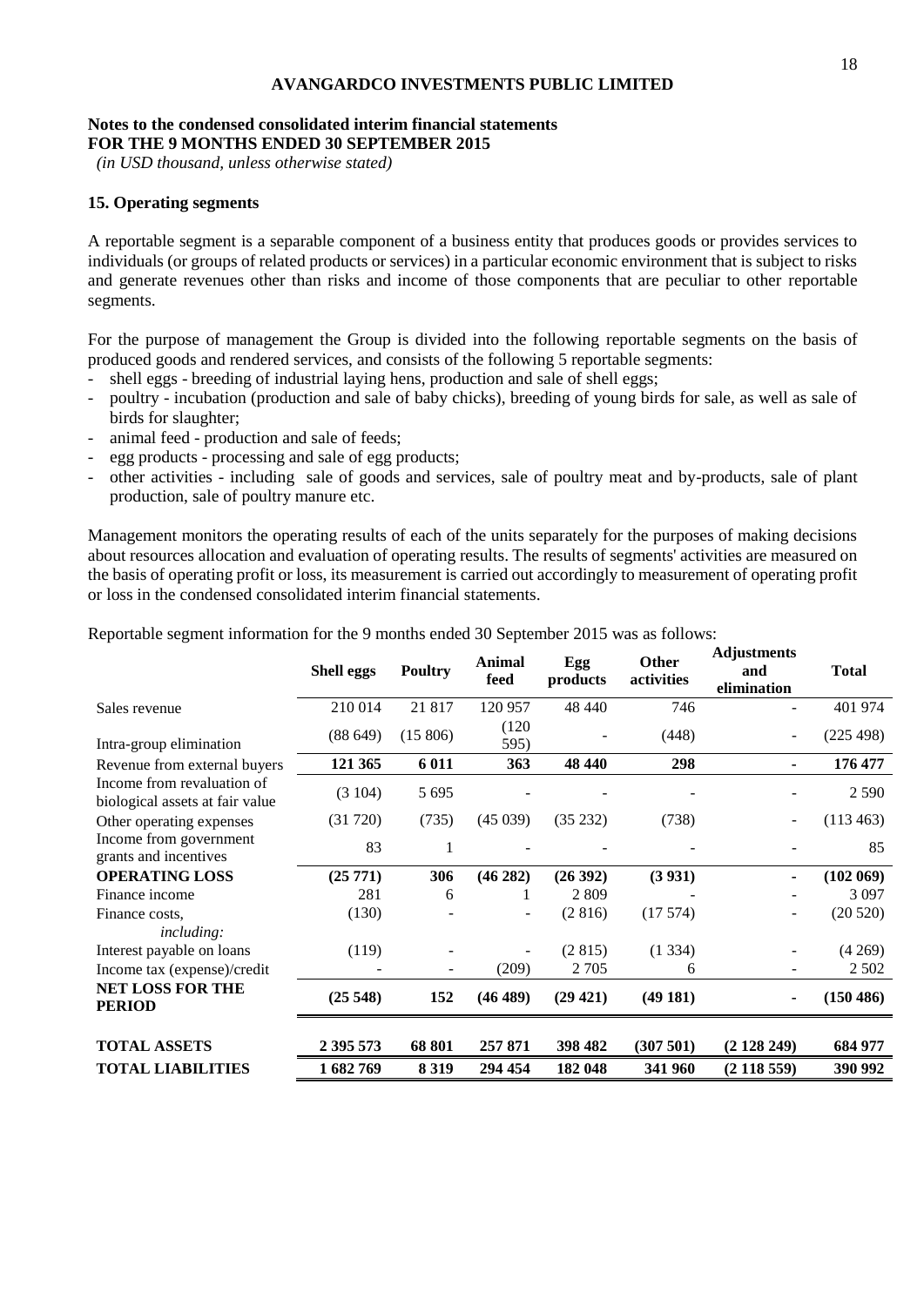**AVANGARDCO INVESTMENTS PUBLIC LIMITED**

**Notes to the condensed consolidated interim financial statements**
**FOR THE 9 MONTHS ENDED 30 SEPTEMBER 2015**
*(in USD thousand, unless otherwise stated)*

## 15. Operating segments

A reportable segment is a separable component of a business entity that produces goods or provides services to individuals (or groups of related products or services) in a particular economic environment that is subject to risks and generate revenues other than risks and income of those components that are peculiar to other reportable segments.

For the purpose of management the Group is divided into the following reportable segments on the basis of produced goods and rendered services, and consists of the following 5 reportable segments:

- shell eggs - breeding of industrial laying hens, production and sale of shell eggs;
- poultry - incubation (production and sale of baby chicks), breeding of young birds for sale, as well as sale of birds for slaughter;
- animal feed - production and sale of feeds;
- egg products - processing and sale of egg products;
- other activities - including sale of goods and services, sale of poultry meat and by-products, sale of plant production, sale of poultry manure etc.

Management monitors the operating results of each of the units separately for the purposes of making decisions about resources allocation and evaluation of operating results. The results of segments' activities are measured on the basis of operating profit or loss, its measurement is carried out accordingly to measurement of operating profit or loss in the condensed consolidated interim financial statements.

Reportable segment information for the 9 months ended 30 September 2015 was as follows:

| | **Shell eggs** | **Poultry** | **Animal feed** | **Egg products** | **Other activities** | **Adjustments and elimination** | **Total** |
|---|---|---|---|---|---|---|---|
| Sales revenue | 210 014 | 21 817 | 120 957 | 48 440 | 746 | - | 401 974 |
| Intra-group elimination | (88 649) | (15 806) | (120 595) | - | (448) | - | (225 498) |
| Revenue from external buyers | **121 365** | **6 011** | **363** | **48 440** | **298** | **-** | **176 477** |
| Income from revaluation of biological assets at fair value | (3 104) | 5 695 | - | - | - | - | 2 590 |
| Other operating expenses | (31 720) | (735) | (45 039) | (35 232) | (738) | - | (113 463) |
| Income from government grants and incentives | 83 | 1 | - | - | - | - | 85 |
| **OPERATING LOSS** | **(25 771)** | **306** | **(46 282)** | **(26 392)** | **(3 931)** | **-** | **(102 069)** |
| Finance income | 281 | 6 | 1 | 2 809 | - | - | 3 097 |
| Finance costs, *including:* | (130) | - | - | (2 816) | (17 574) | - | (20 520) |
| Interest payable on loans | (119) | - | - | (2 815) | (1 334) | - | (4 269) |
| Income tax (expense)/credit | - | - | (209) | 2 705 | 6 | - | 2 502 |
| **NET LOSS FOR THE PERIOD** | **(25 548)** | **152** | **(46 489)** | **(29 421)** | **(49 181)** | **-** | **(150 486)** |
| | | | | | | | |
| **TOTAL ASSETS** | **2 395 573** | **68 801** | **257 871** | **398 482** | **(307 501)** | **(2 128 249)** | **684 977** |
| **TOTAL LIABILITIES** | **1 682 769** | **8 319** | **294 454** | **182 048** | **341 960** | **(2 118 559)** | **390 992** |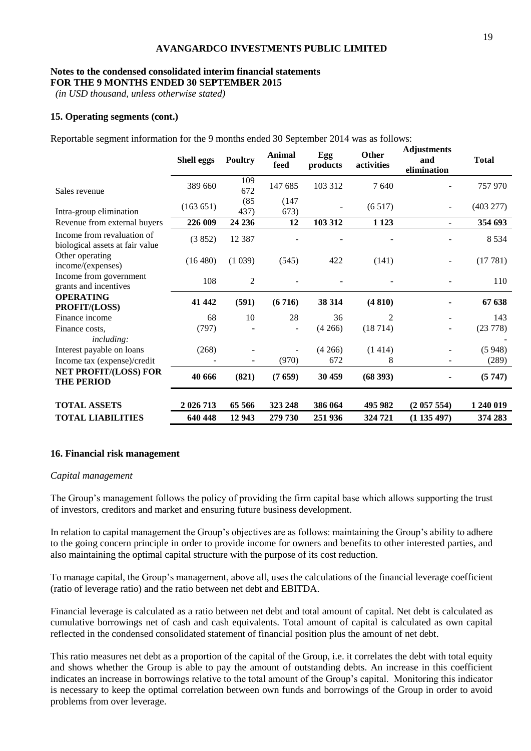**AVANGARDCO INVESTMENTS PUBLIC LIMITED**

**Notes to the condensed consolidated interim financial statements**
**FOR THE 9 MONTHS ENDED 30 SEPTEMBER 2015**
*(in USD thousand, unless otherwise stated)*

### 15. Operating segments (cont.)

Reportable segment information for the 9 months ended 30 September 2014 was as follows:

| | Shell eggs | Poultry | Animal feed | Egg products | Other activities | Adjustments and elimination | Total |
|---|---|---|---|---|---|---|---|
| Sales revenue | 389 660 | 109 672 | 147 685 | 103 312 | 7 640 | - | 757 970 |
| Intra-group elimination | (163 651) | (85 437) | (147 673) | - | (6 517) | - | (403 277) |
| Revenue from external buyers | **226 009** | **24 236** | **12** | **103 312** | **1 123** | **-** | **354 693** |
| Income from revaluation of biological assets at fair value | (3 852) | 12 387 | - | - | - | - | 8 534 |
| Other operating income/(expenses) | (16 480) | (1 039) | (545) | 422 | (141) | - | (17 781) |
| Income from government grants and incentives | 108 | 2 | - | - | - | - | 110 |
| **OPERATING PROFIT/(LOSS)** | **41 442** | **(591)** | **(6 716)** | **38 314** | **(4 810)** | **-** | **67 638** |
| Finance income | 68 | 10 | 28 | 36 | 2 | - | 143 |
| Finance costs, *including:* | (797) | - | - | (4 266) | (18 714) | - | (23 778) |
| Interest payable on loans | (268) | - | - | (4 266) | (1 414) | - | (5 948) |
| Income tax (expense)/credit | - | - | (970) | 672 | 8 | - | (289) |
| **NET PROFIT/(LOSS) FOR THE PERIOD** | **40 666** | **(821)** | **(7 659)** | **30 459** | **(68 393)** | **-** | **(5 747)** |
| **TOTAL ASSETS** | **2 026 713** | **65 566** | **323 248** | **386 064** | **495 982** | **(2 057 554)** | **1 240 019** |
| **TOTAL LIABILITIES** | **640 448** | **12 943** | **279 730** | **251 936** | **324 721** | **(1 135 497)** | **374 283** |

### 16. Financial risk management

*Capital management*

The Group's management follows the policy of providing the firm capital base which allows supporting the trust of investors, creditors and market and ensuring future business development.

In relation to capital management the Group's objectives are as follows: maintaining the Group's ability to adhere to the going concern principle in order to provide income for owners and benefits to other interested parties, and also maintaining the optimal capital structure with the purpose of its cost reduction.

To manage capital, the Group's management, above all, uses the calculations of the financial leverage coefficient (ratio of leverage ratio) and the ratio between net debt and EBITDA.

Financial leverage is calculated as a ratio between net debt and total amount of capital. Net debt is calculated as cumulative borrowings net of cash and cash equivalents. Total amount of capital is calculated as own capital reflected in the condensed consolidated statement of financial position plus the amount of net debt.

This ratio measures net debt as a proportion of the capital of the Group, i.e. it correlates the debt with total equity and shows whether the Group is able to pay the amount of outstanding debts. An increase in this coefficient indicates an increase in borrowings relative to the total amount of the Group's capital. Monitoring this indicator is necessary to keep the optimal correlation between own funds and borrowings of the Group in order to avoid problems from over leverage.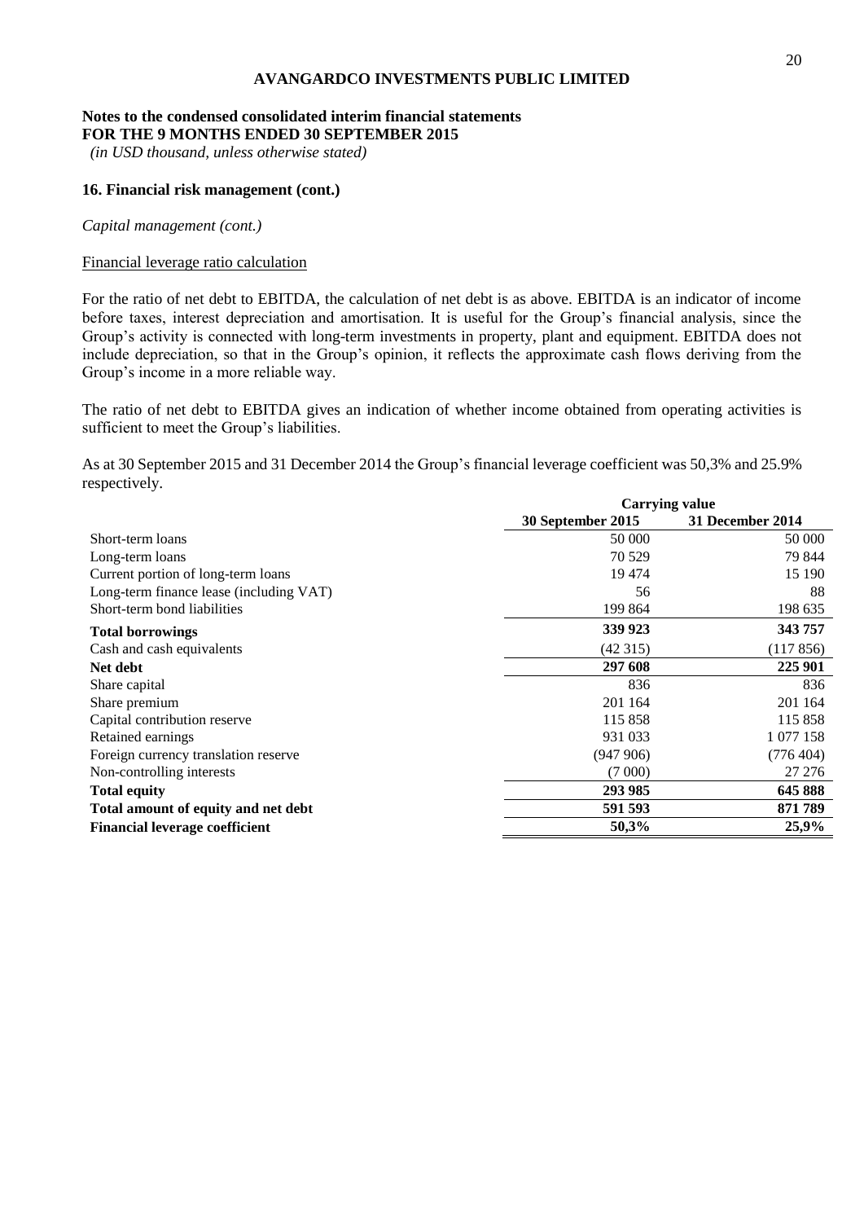**AVANGARDCO INVESTMENTS PUBLIC LIMITED**

**Notes to the condensed consolidated interim financial statements**
**FOR THE 9 MONTHS ENDED 30 SEPTEMBER 2015**
*(in USD thousand, unless otherwise stated)*

### 16. Financial risk management (cont.)

*Capital management (cont.)*

Financial leverage ratio calculation

For the ratio of net debt to EBITDA, the calculation of net debt is as above. EBITDA is an indicator of income before taxes, interest depreciation and amortisation. It is useful for the Group's financial analysis, since the Group's activity is connected with long-term investments in property, plant and equipment. EBITDA does not include depreciation, so that in the Group's opinion, it reflects the approximate cash flows deriving from the Group's income in a more reliable way.

The ratio of net debt to EBITDA gives an indication of whether income obtained from operating activities is sufficient to meet the Group's liabilities.

As at 30 September 2015 and 31 December 2014 the Group's financial leverage coefficient was 50,3% and 25.9% respectively.

| | **Carrying value** | |
|---|---|---|
| | **30 September 2015** | **31 December 2014** |
| Short-term loans | 50 000 | 50 000 |
| Long-term loans | 70 529 | 79 844 |
| Current portion of long-term loans | 19 474 | 15 190 |
| Long-term finance lease (including VAT) | 56 | 88 |
| Short-term bond liabilities | 199 864 | 198 635 |
| **Total borrowings** | **339 923** | **343 757** |
| Cash and cash equivalents | (42 315) | (117 856) |
| **Net debt** | **297 608** | **225 901** |
| Share capital | 836 | 836 |
| Share premium | 201 164 | 201 164 |
| Capital contribution reserve | 115 858 | 115 858 |
| Retained earnings | 931 033 | 1 077 158 |
| Foreign currency translation reserve | (947 906) | (776 404) |
| Non-controlling interests | (7 000) | 27 276 |
| **Total equity** | **293 985** | **645 888** |
| **Total amount of equity and net debt** | **591 593** | **871 789** |
| **Financial leverage coefficient** | **50,3%** | **25,9%** |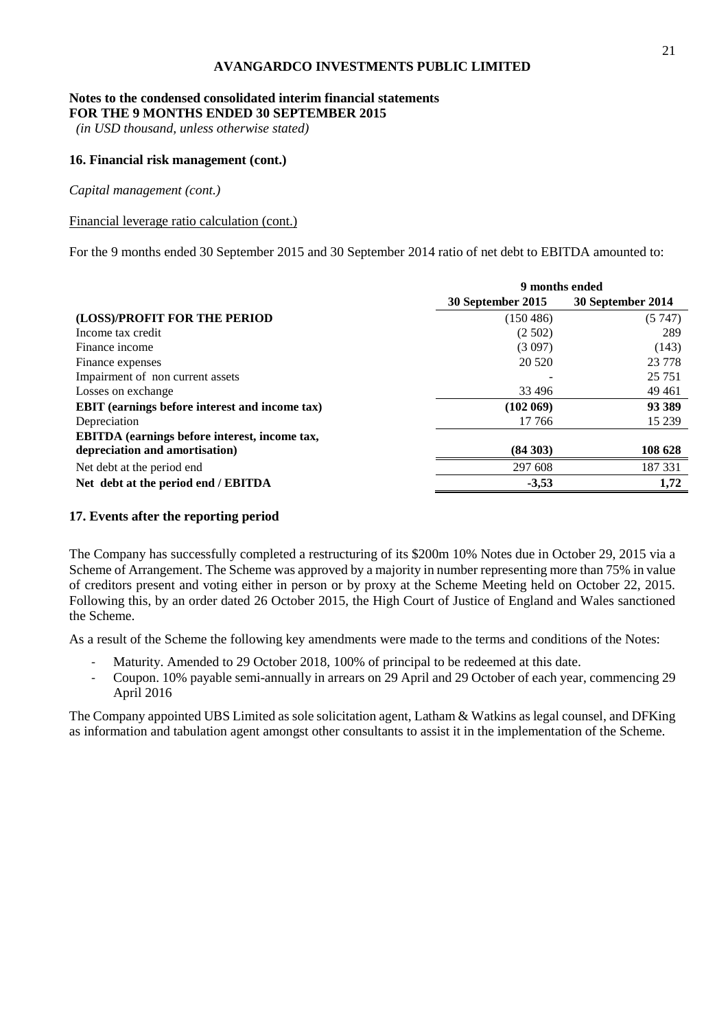**AVANGARDCO INVESTMENTS PUBLIC LIMITED**

**Notes to the condensed consolidated interim financial statements**
**FOR THE 9 MONTHS ENDED 30 SEPTEMBER 2015**
*(in USD thousand, unless otherwise stated)*

### 16. Financial risk management (cont.)

*Capital management (cont.)*

Financial leverage ratio calculation (cont.)

For the 9 months ended 30 September 2015 and 30 September 2014 ratio of net debt to EBITDA amounted to:

| | 9 months ended | |
|---|---|---|
| | **30 September 2015** | **30 September 2014** |
| **(LOSS)/PROFIT FOR THE PERIOD** | (150 486) | (5 747) |
| Income tax credit | (2 502) | 289 |
| Finance income | (3 097) | (143) |
| Finance expenses | 20 520 | 23 778 |
| Impairment of non current assets | - | 25 751 |
| Losses on exchange | 33 496 | 49 461 |
| **EBIT (earnings before interest and income tax)** | **(102 069)** | **93 389** |
| Depreciation | 17 766 | 15 239 |
| **EBITDA (earnings before interest, income tax, depreciation and amortisation)** | **(84 303)** | **108 628** |
| Net debt at the period end | 297 608 | 187 331 |
| **Net debt at the period end / EBITDA** | **-3,53** | **1,72** |

### 17. Events after the reporting period

The Company has successfully completed a restructuring of its $200m 10% Notes due in October 29, 2015 via a Scheme of Arrangement. The Scheme was approved by a majority in number representing more than 75% in value of creditors present and voting either in person or by proxy at the Scheme Meeting held on October 22, 2015. Following this, by an order dated 26 October 2015, the High Court of Justice of England and Wales sanctioned the Scheme.

As a result of the Scheme the following key amendments were made to the terms and conditions of the Notes:

- Maturity. Amended to 29 October 2018, 100% of principal to be redeemed at this date.
- Coupon. 10% payable semi-annually in arrears on 29 April and 29 October of each year, commencing 29 April 2016

The Company appointed UBS Limited as sole solicitation agent, Latham & Watkins as legal counsel, and DFKing as information and tabulation agent amongst other consultants to assist it in the implementation of the Scheme.